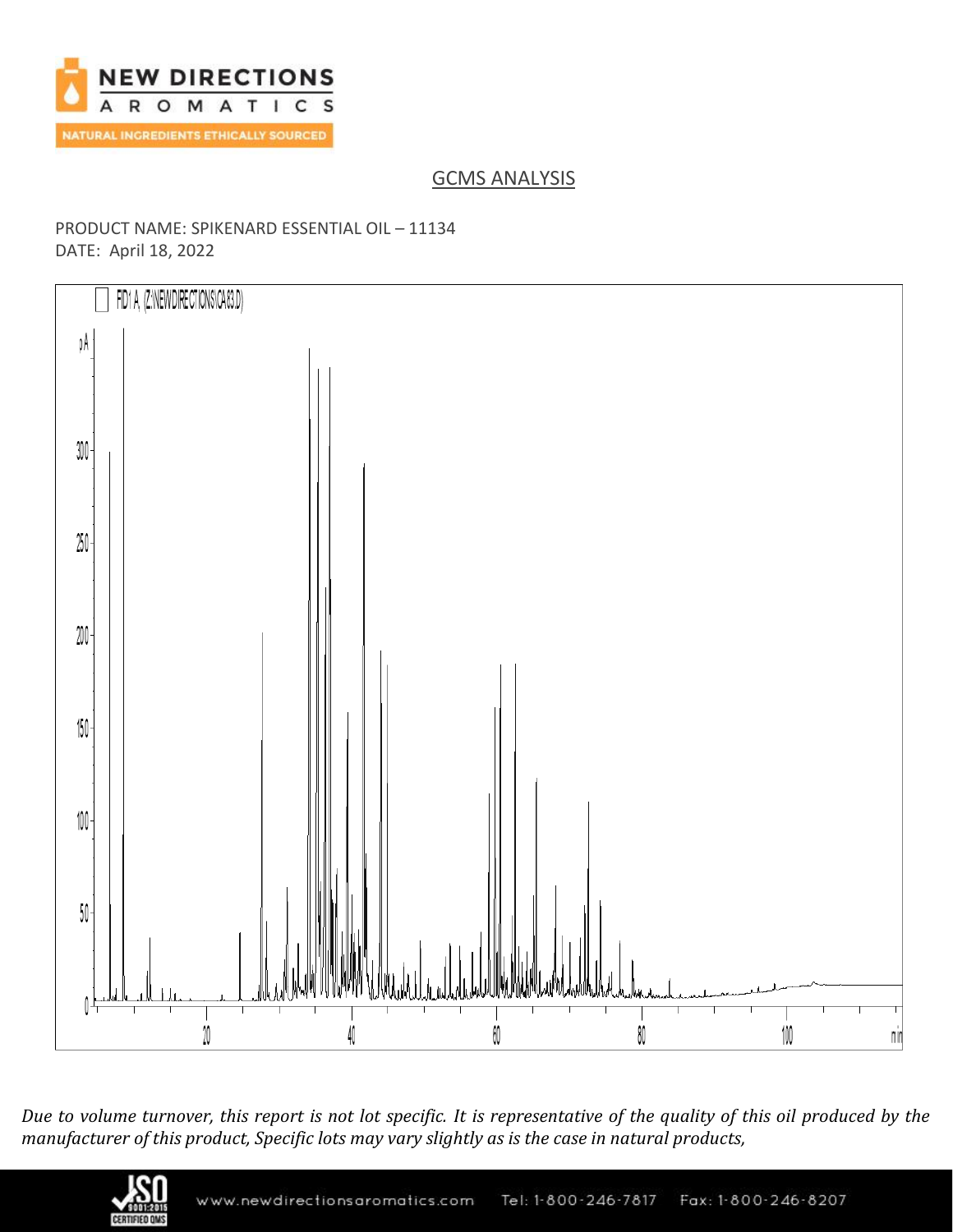## GCMS ANALYSIS

PRODUCT NAME: SPIKENARD ESSENTIAL OIL – 11134
DATE: April 18, 2022

*Due to volume turnover, this report is not lot specific. It is representative of the quality of this oil produced by the manufacturer of this product, Specific lots may vary slightly as is the case in natural products,*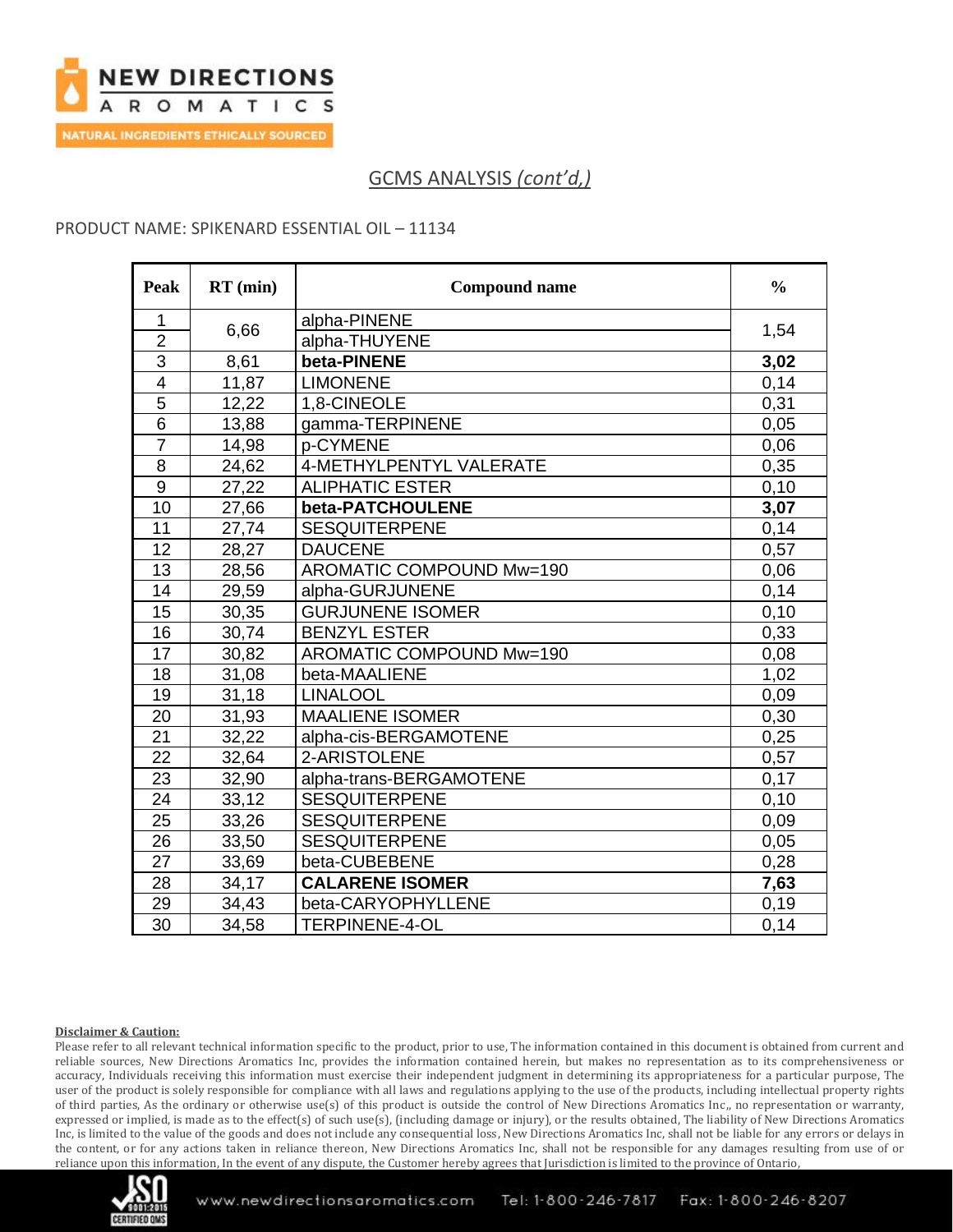## GCMS ANALYSIS *(cont'd,)*

PRODUCT NAME: SPIKENARD ESSENTIAL OIL – 11134

| Peak | RT (min) | Compound name | % |
|---|---|---|---|
| 1 | 6,66 | alpha-PINENE | 1,54 |
| 2 | | alpha-THUYENE | |
| 3 | 8,61 | **beta-PINENE** | **3,02** |
| 4 | 11,87 | LIMONENE | 0,14 |
| 5 | 12,22 | 1,8-CINEOLE | 0,31 |
| 6 | 13,88 | gamma-TERPINENE | 0,05 |
| 7 | 14,98 | p-CYMENE | 0,06 |
| 8 | 24,62 | 4-METHYLPENTYL VALERATE | 0,35 |
| 9 | 27,22 | ALIPHATIC ESTER | 0,10 |
| 10 | 27,66 | **beta-PATCHOULENE** | **3,07** |
| 11 | 27,74 | SESQUITERPENE | 0,14 |
| 12 | 28,27 | DAUCENE | 0,57 |
| 13 | 28,56 | AROMATIC COMPOUND Mw=190 | 0,06 |
| 14 | 29,59 | alpha-GURJUNENE | 0,14 |
| 15 | 30,35 | GURJUNENE ISOMER | 0,10 |
| 16 | 30,74 | BENZYL ESTER | 0,33 |
| 17 | 30,82 | AROMATIC COMPOUND Mw=190 | 0,08 |
| 18 | 31,08 | beta-MAALIENE | 1,02 |
| 19 | 31,18 | LINALOOL | 0,09 |
| 20 | 31,93 | MAALIENE ISOMER | 0,30 |
| 21 | 32,22 | alpha-cis-BERGAMOTENE | 0,25 |
| 22 | 32,64 | 2-ARISTOLENE | 0,57 |
| 23 | 32,90 | alpha-trans-BERGAMOTENE | 0,17 |
| 24 | 33,12 | SESQUITERPENE | 0,10 |
| 25 | 33,26 | SESQUITERPENE | 0,09 |
| 26 | 33,50 | SESQUITERPENE | 0,05 |
| 27 | 33,69 | beta-CUBEBENE | 0,28 |
| 28 | 34,17 | **CALARENE ISOMER** | **7,63** |
| 29 | 34,43 | beta-CARYOPHYLLENE | 0,19 |
| 30 | 34,58 | TERPINENE-4-OL | 0,14 |

**Disclaimer & Caution:**

Please refer to all relevant technical information specific to the product, prior to use, The information contained in this document is obtained from current and reliable sources, New Directions Aromatics Inc, provides the information contained herein, but makes no representation as to its comprehensiveness or accuracy, Individuals receiving this information must exercise their independent judgment in determining its appropriateness for a particular purpose, The user of the product is solely responsible for compliance with all laws and regulations applying to the use of the products, including intellectual property rights of third parties, As the ordinary or otherwise use(s) of this product is outside the control of New Directions Aromatics Inc,, no representation or warranty, expressed or implied, is made as to the effect(s) of such use(s), (including damage or injury), or the results obtained, The liability of New Directions Aromatics Inc, is limited to the value of the goods and does not include any consequential loss, New Directions Aromatics Inc, shall not be liable for any errors or delays in the content, or for any actions taken in reliance thereon, New Directions Aromatics Inc, shall not be responsible for any damages resulting from use of or reliance upon this information, In the event of any dispute, the Customer hereby agrees that Jurisdiction is limited to the province of Ontario,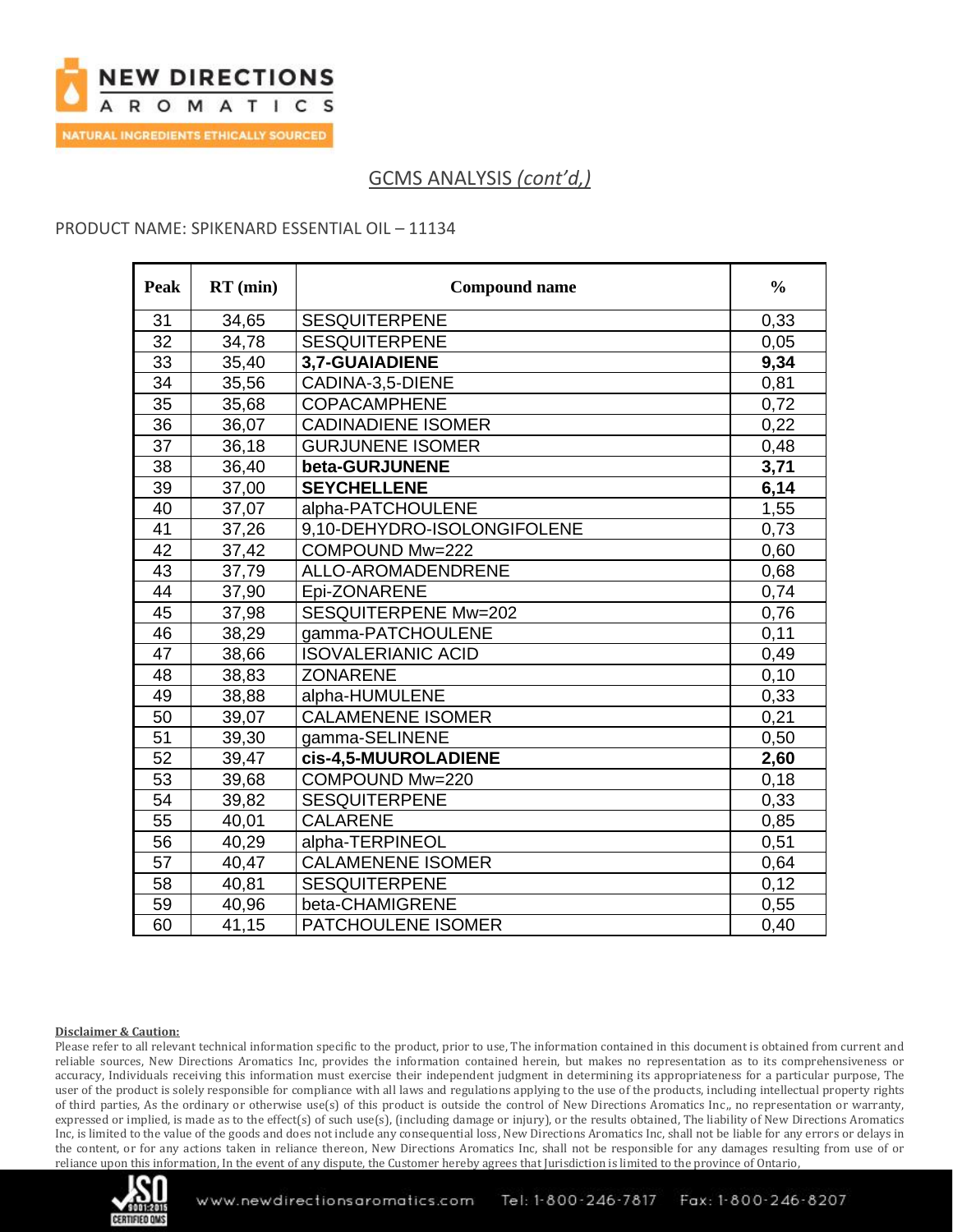## GCMS ANALYSIS *(cont'd,)*

PRODUCT NAME: SPIKENARD ESSENTIAL OIL – 11134

| Peak | RT (min) | Compound name | % |
|---|---|---|---|
| 31 | 34,65 | SESQUITERPENE | 0,33 |
| 32 | 34,78 | SESQUITERPENE | 0,05 |
| 33 | 35,40 | **3,7-GUAIADIENE** | **9,34** |
| 34 | 35,56 | CADINA-3,5-DIENE | 0,81 |
| 35 | 35,68 | COPACAMPHENE | 0,72 |
| 36 | 36,07 | CADINADIENE ISOMER | 0,22 |
| 37 | 36,18 | GURJUNENE ISOMER | 0,48 |
| 38 | 36,40 | **beta-GURJUNENE** | **3,71** |
| 39 | 37,00 | **SEYCHELLENE** | **6,14** |
| 40 | 37,07 | alpha-PATCHOULENE | 1,55 |
| 41 | 37,26 | 9,10-DEHYDRO-ISOLONGIFOLENE | 0,73 |
| 42 | 37,42 | COMPOUND Mw=222 | 0,60 |
| 43 | 37,79 | ALLO-AROMADENDRENE | 0,68 |
| 44 | 37,90 | Epi-ZONARENE | 0,74 |
| 45 | 37,98 | SESQUITERPENE Mw=202 | 0,76 |
| 46 | 38,29 | gamma-PATCHOULENE | 0,11 |
| 47 | 38,66 | ISOVALERIANIC ACID | 0,49 |
| 48 | 38,83 | ZONARENE | 0,10 |
| 49 | 38,88 | alpha-HUMULENE | 0,33 |
| 50 | 39,07 | CALAMENENE ISOMER | 0,21 |
| 51 | 39,30 | gamma-SELINENE | 0,50 |
| 52 | 39,47 | **cis-4,5-MUUROLADIENE** | **2,60** |
| 53 | 39,68 | COMPOUND Mw=220 | 0,18 |
| 54 | 39,82 | SESQUITERPENE | 0,33 |
| 55 | 40,01 | CALARENE | 0,85 |
| 56 | 40,29 | alpha-TERPINEOL | 0,51 |
| 57 | 40,47 | CALAMENENE ISOMER | 0,64 |
| 58 | 40,81 | SESQUITERPENE | 0,12 |
| 59 | 40,96 | beta-CHAMIGRENE | 0,55 |
| 60 | 41,15 | PATCHOULENE ISOMER | 0,40 |

**Disclaimer & Caution:**

Please refer to all relevant technical information specific to the product, prior to use, The information contained in this document is obtained from current and reliable sources, New Directions Aromatics Inc, provides the information contained herein, but makes no representation as to its comprehensiveness or accuracy, Individuals receiving this information must exercise their independent judgment in determining its appropriateness for a particular purpose, The user of the product is solely responsible for compliance with all laws and regulations applying to the use of the products, including intellectual property rights of third parties, As the ordinary or otherwise use(s) of this product is outside the control of New Directions Aromatics Inc,, no representation or warranty, expressed or implied, is made as to the effect(s) of such use(s), (including damage or injury), or the results obtained, The liability of New Directions Aromatics Inc, is limited to the value of the goods and does not include any consequential loss, New Directions Aromatics Inc, shall not be liable for any errors or delays in the content, or for any actions taken in reliance thereon, New Directions Aromatics Inc, shall not be responsible for any damages resulting from use of or reliance upon this information, In the event of any dispute, the Customer hereby agrees that Jurisdiction is limited to the province of Ontario,

www.newdirectionsaromatics.com Tel: 1-800-246-7817 Fax: 1-800-246-8207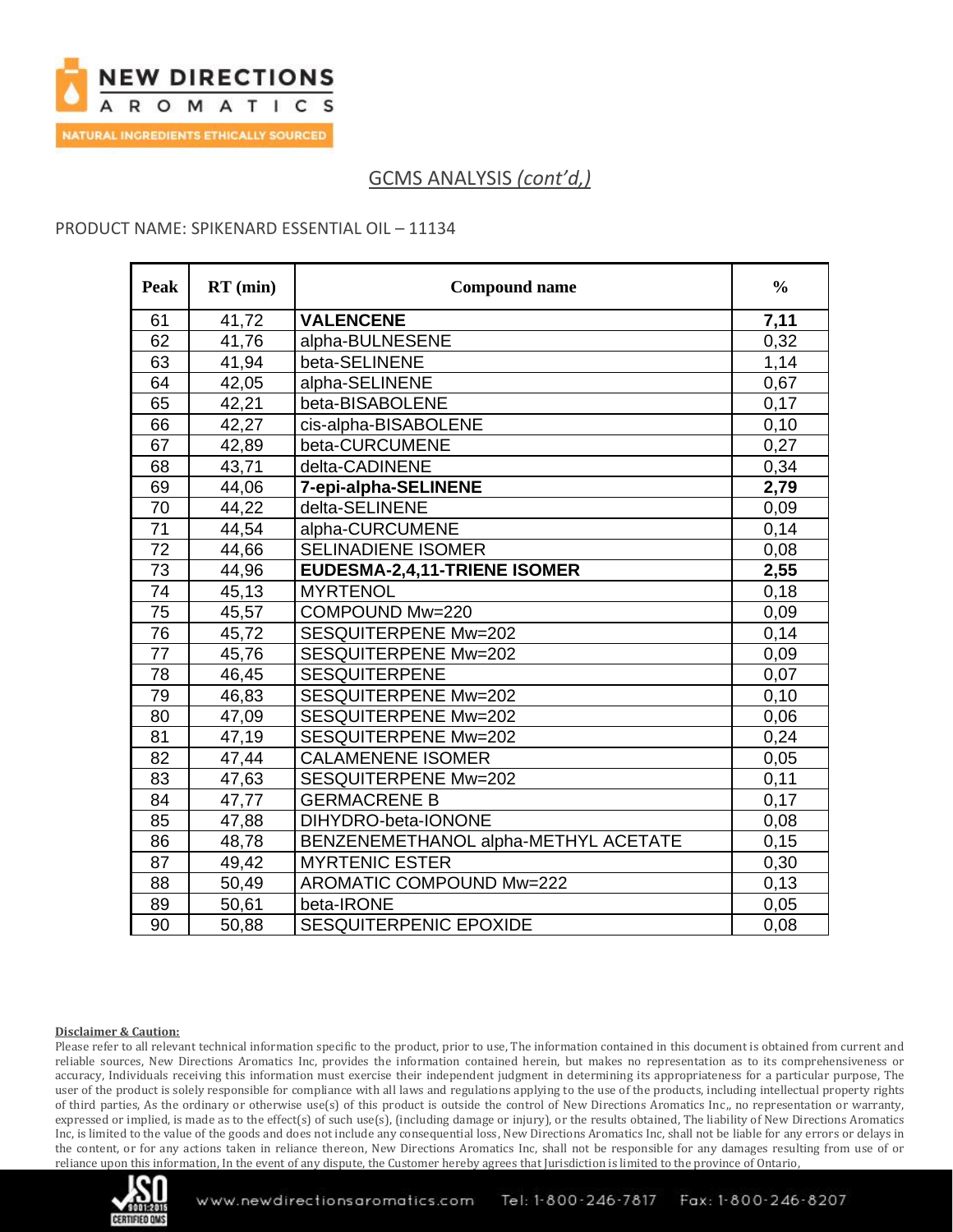## GCMS ANALYSIS *(cont'd,)*

PRODUCT NAME: SPIKENARD ESSENTIAL OIL – 11134

| Peak | RT (min) | Compound name | % |
|---|---|---|---|
| 61 | 41,72 | **VALENCENE** | **7,11** |
| 62 | 41,76 | alpha-BULNESENE | 0,32 |
| 63 | 41,94 | beta-SELINENE | 1,14 |
| 64 | 42,05 | alpha-SELINENE | 0,67 |
| 65 | 42,21 | beta-BISABOLENE | 0,17 |
| 66 | 42,27 | cis-alpha-BISABOLENE | 0,10 |
| 67 | 42,89 | beta-CURCUMENE | 0,27 |
| 68 | 43,71 | delta-CADINENE | 0,34 |
| 69 | 44,06 | **7-epi-alpha-SELINENE** | **2,79** |
| 70 | 44,22 | delta-SELINENE | 0,09 |
| 71 | 44,54 | alpha-CURCUMENE | 0,14 |
| 72 | 44,66 | SELINADIENE ISOMER | 0,08 |
| 73 | 44,96 | **EUDESMA-2,4,11-TRIENE ISOMER** | **2,55** |
| 74 | 45,13 | MYRTENOL | 0,18 |
| 75 | 45,57 | COMPOUND Mw=220 | 0,09 |
| 76 | 45,72 | SESQUITERPENE Mw=202 | 0,14 |
| 77 | 45,76 | SESQUITERPENE Mw=202 | 0,09 |
| 78 | 46,45 | SESQUITERPENE | 0,07 |
| 79 | 46,83 | SESQUITERPENE Mw=202 | 0,10 |
| 80 | 47,09 | SESQUITERPENE Mw=202 | 0,06 |
| 81 | 47,19 | SESQUITERPENE Mw=202 | 0,24 |
| 82 | 47,44 | CALAMENENE ISOMER | 0,05 |
| 83 | 47,63 | SESQUITERPENE Mw=202 | 0,11 |
| 84 | 47,77 | GERMACRENE B | 0,17 |
| 85 | 47,88 | DIHYDRO-beta-IONONE | 0,08 |
| 86 | 48,78 | BENZENEMETHANOL alpha-METHYL ACETATE | 0,15 |
| 87 | 49,42 | MYRTENIC ESTER | 0,30 |
| 88 | 50,49 | AROMATIC COMPOUND Mw=222 | 0,13 |
| 89 | 50,61 | beta-IRONE | 0,05 |
| 90 | 50,88 | SESQUITERPENIC EPOXIDE | 0,08 |

**Disclaimer & Caution:**

Please refer to all relevant technical information specific to the product, prior to use, The information contained in this document is obtained from current and reliable sources, New Directions Aromatics Inc, provides the information contained herein, but makes no representation as to its comprehensiveness or accuracy, Individuals receiving this information must exercise their independent judgment in determining its appropriateness for a particular purpose, The user of the product is solely responsible for compliance with all laws and regulations applying to the use of the products, including intellectual property rights of third parties, As the ordinary or otherwise use(s) of this product is outside the control of New Directions Aromatics Inc,, no representation or warranty, expressed or implied, is made as to the effect(s) of such use(s), (including damage or injury), or the results obtained, The liability of New Directions Aromatics Inc, is limited to the value of the goods and does not include any consequential loss, New Directions Aromatics Inc, shall not be liable for any errors or delays in the content, or for any actions taken in reliance thereon, New Directions Aromatics Inc, shall not be responsible for any damages resulting from use of or reliance upon this information, In the event of any dispute, the Customer hereby agrees that Jurisdiction is limited to the province of Ontario,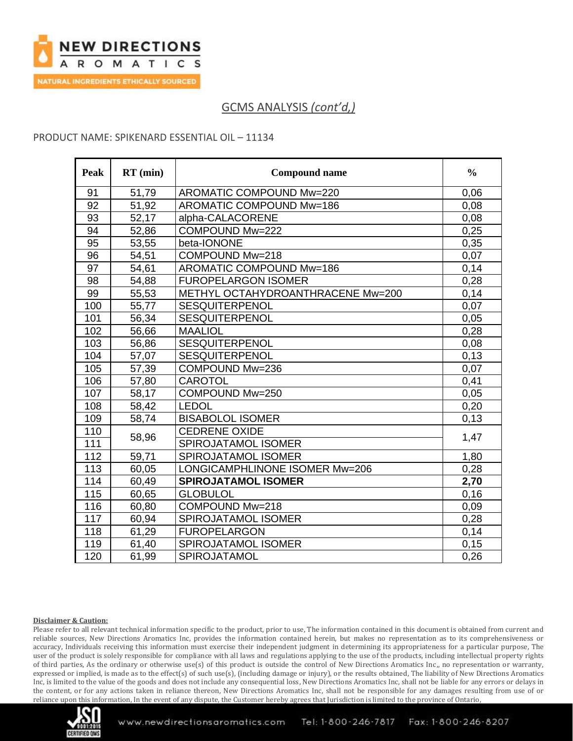## GCMS ANALYSIS *(cont'd,)*

PRODUCT NAME: SPIKENARD ESSENTIAL OIL – 11134

| Peak | RT (min) | Compound name | % |
|---|---|---|---|
| 91 | 51,79 | AROMATIC COMPOUND Mw=220 | 0,06 |
| 92 | 51,92 | AROMATIC COMPOUND Mw=186 | 0,08 |
| 93 | 52,17 | alpha-CALACORENE | 0,08 |
| 94 | 52,86 | COMPOUND Mw=222 | 0,25 |
| 95 | 53,55 | beta-IONONE | 0,35 |
| 96 | 54,51 | COMPOUND Mw=218 | 0,07 |
| 97 | 54,61 | AROMATIC COMPOUND Mw=186 | 0,14 |
| 98 | 54,88 | FUROPELARGON ISOMER | 0,28 |
| 99 | 55,53 | METHYL OCTAHYDROANTHRACENE Mw=200 | 0,14 |
| 100 | 55,77 | SESQUITERPENOL | 0,07 |
| 101 | 56,34 | SESQUITERPENOL | 0,05 |
| 102 | 56,66 | MAALIOL | 0,28 |
| 103 | 56,86 | SESQUITERPENOL | 0,08 |
| 104 | 57,07 | SESQUITERPENOL | 0,13 |
| 105 | 57,39 | COMPOUND Mw=236 | 0,07 |
| 106 | 57,80 | CAROTOL | 0,41 |
| 107 | 58,17 | COMPOUND Mw=250 | 0,05 |
| 108 | 58,42 | LEDOL | 0,20 |
| 109 | 58,74 | BISABOLOL ISOMER | 0,13 |
| 110 | 58,96 | CEDRENE OXIDE | 1,47 |
| 111 | | SPIROJATAMOL ISOMER | |
| 112 | 59,71 | SPIROJATAMOL ISOMER | 1,80 |
| 113 | 60,05 | LONGICAMPHLINONE ISOMER Mw=206 | 0,28 |
| 114 | 60,49 | **SPIROJATAMOL ISOMER** | **2,70** |
| 115 | 60,65 | GLOBULOL | 0,16 |
| 116 | 60,80 | COMPOUND Mw=218 | 0,09 |
| 117 | 60,94 | SPIROJATAMOL ISOMER | 0,28 |
| 118 | 61,29 | FUROPELARGON | 0,14 |
| 119 | 61,40 | SPIROJATAMOL ISOMER | 0,15 |
| 120 | 61,99 | SPIROJATAMOL | 0,26 |

**Disclaimer & Caution:**

Please refer to all relevant technical information specific to the product, prior to use, The information contained in this document is obtained from current and reliable sources, New Directions Aromatics Inc, provides the information contained herein, but makes no representation as to its comprehensiveness or accuracy, Individuals receiving this information must exercise their independent judgment in determining its appropriateness for a particular purpose, The user of the product is solely responsible for compliance with all laws and regulations applying to the use of the products, including intellectual property rights of third parties, As the ordinary or otherwise use(s) of this product is outside the control of New Directions Aromatics Inc,, no representation or warranty, expressed or implied, is made as to the effect(s) of such use(s), (including damage or injury), or the results obtained, The liability of New Directions Aromatics Inc, is limited to the value of the goods and does not include any consequential loss, New Directions Aromatics Inc, shall not be liable for any errors or delays in the content, or for any actions taken in reliance thereon, New Directions Aromatics Inc, shall not be responsible for any damages resulting from use of or reliance upon this information, In the event of any dispute, the Customer hereby agrees that Jurisdiction is limited to the province of Ontario,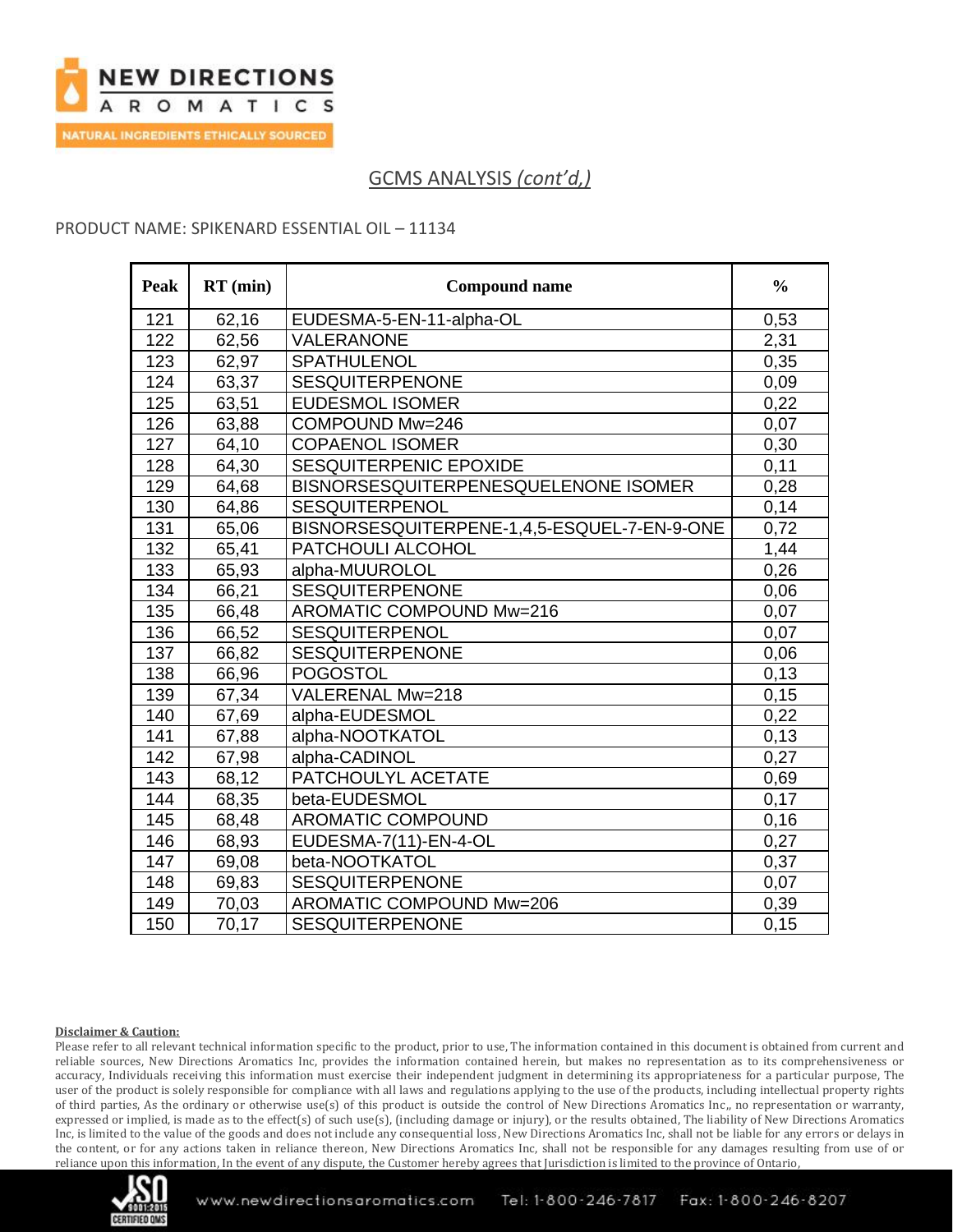## GCMS ANALYSIS *(cont'd,)*

PRODUCT NAME: SPIKENARD ESSENTIAL OIL – 11134

| Peak | RT (min) | Compound name | % |
|---|---|---|---|
| 121 | 62,16 | EUDESMA-5-EN-11-alpha-OL | 0,53 |
| 122 | 62,56 | VALERANONE | 2,31 |
| 123 | 62,97 | SPATHULENOL | 0,35 |
| 124 | 63,37 | SESQUITERPENONE | 0,09 |
| 125 | 63,51 | EUDESMOL ISOMER | 0,22 |
| 126 | 63,88 | COMPOUND Mw=246 | 0,07 |
| 127 | 64,10 | COPAENOL ISOMER | 0,30 |
| 128 | 64,30 | SESQUITERPENIC EPOXIDE | 0,11 |
| 129 | 64,68 | BISNORSESQUITERPENESQUELENONE ISOMER | 0,28 |
| 130 | 64,86 | SESQUITERPENOL | 0,14 |
| 131 | 65,06 | BISNORSESQUITERPENE-1,4,5-ESQUEL-7-EN-9-ONE | 0,72 |
| 132 | 65,41 | PATCHOULI ALCOHOL | 1,44 |
| 133 | 65,93 | alpha-MUUROLOL | 0,26 |
| 134 | 66,21 | SESQUITERPENONE | 0,06 |
| 135 | 66,48 | AROMATIC COMPOUND Mw=216 | 0,07 |
| 136 | 66,52 | SESQUITERPENOL | 0,07 |
| 137 | 66,82 | SESQUITERPENONE | 0,06 |
| 138 | 66,96 | POGOSTOL | 0,13 |
| 139 | 67,34 | VALERENAL Mw=218 | 0,15 |
| 140 | 67,69 | alpha-EUDESMOL | 0,22 |
| 141 | 67,88 | alpha-NOOTKATOL | 0,13 |
| 142 | 67,98 | alpha-CADINOL | 0,27 |
| 143 | 68,12 | PATCHOULYL ACETATE | 0,69 |
| 144 | 68,35 | beta-EUDESMOL | 0,17 |
| 145 | 68,48 | AROMATIC COMPOUND | 0,16 |
| 146 | 68,93 | EUDESMA-7(11)-EN-4-OL | 0,27 |
| 147 | 69,08 | beta-NOOTKATOL | 0,37 |
| 148 | 69,83 | SESQUITERPENONE | 0,07 |
| 149 | 70,03 | AROMATIC COMPOUND Mw=206 | 0,39 |
| 150 | 70,17 | SESQUITERPENONE | 0,15 |

**Disclaimer & Caution:**

Please refer to all relevant technical information specific to the product, prior to use, The information contained in this document is obtained from current and reliable sources, New Directions Aromatics Inc, provides the information contained herein, but makes no representation as to its comprehensiveness or accuracy, Individuals receiving this information must exercise their independent judgment in determining its appropriateness for a particular purpose, The user of the product is solely responsible for compliance with all laws and regulations applying to the use of the products, including intellectual property rights of third parties, As the ordinary or otherwise use(s) of this product is outside the control of New Directions Aromatics Inc,, no representation or warranty, expressed or implied, is made as to the effect(s) of such use(s), (including damage or injury), or the results obtained, The liability of New Directions Aromatics Inc, is limited to the value of the goods and does not include any consequential loss, New Directions Aromatics Inc, shall not be liable for any errors or delays in the content, or for any actions taken in reliance thereon, New Directions Aromatics Inc, shall not be responsible for any damages resulting from use of or reliance upon this information, In the event of any dispute, the Customer hereby agrees that Jurisdiction is limited to the province of Ontario,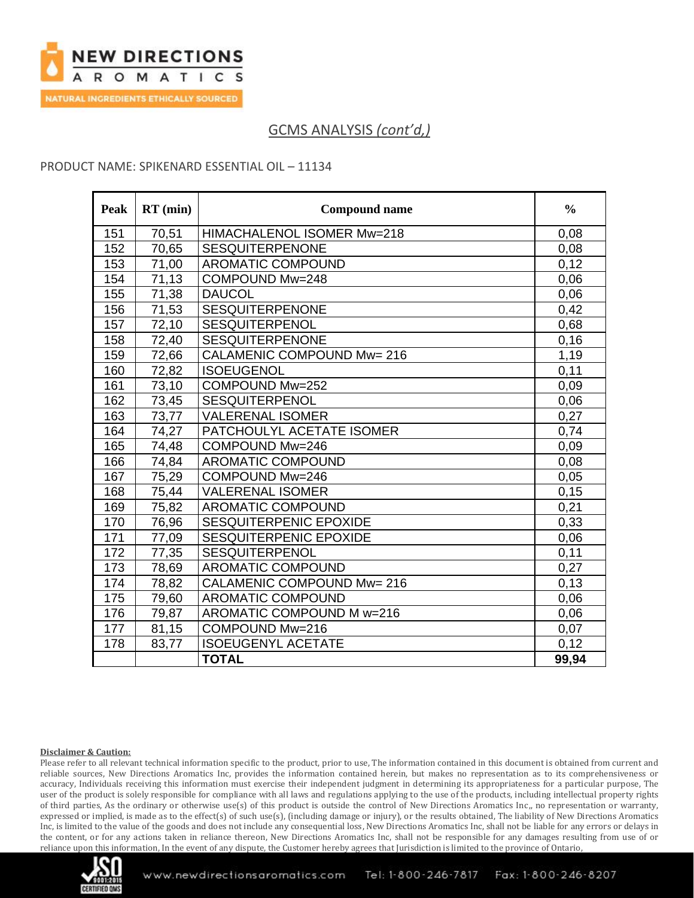## GCMS ANALYSIS *(cont'd,)*

PRODUCT NAME: SPIKENARD ESSENTIAL OIL – 11134

| Peak | RT (min) | Compound name | % |
|---|---|---|---|
| 151 | 70,51 | HIMACHALENOL ISOMER Mw=218 | 0,08 |
| 152 | 70,65 | SESQUITERPENONE | 0,08 |
| 153 | 71,00 | AROMATIC COMPOUND | 0,12 |
| 154 | 71,13 | COMPOUND Mw=248 | 0,06 |
| 155 | 71,38 | DAUCOL | 0,06 |
| 156 | 71,53 | SESQUITERPENONE | 0,42 |
| 157 | 72,10 | SESQUITERPENOL | 0,68 |
| 158 | 72,40 | SESQUITERPENONE | 0,16 |
| 159 | 72,66 | CALAMENIC COMPOUND Mw= 216 | 1,19 |
| 160 | 72,82 | ISOEUGENOL | 0,11 |
| 161 | 73,10 | COMPOUND Mw=252 | 0,09 |
| 162 | 73,45 | SESQUITERPENOL | 0,06 |
| 163 | 73,77 | VALERENAL ISOMER | 0,27 |
| 164 | 74,27 | PATCHOULYL ACETATE ISOMER | 0,74 |
| 165 | 74,48 | COMPOUND Mw=246 | 0,09 |
| 166 | 74,84 | AROMATIC COMPOUND | 0,08 |
| 167 | 75,29 | COMPOUND Mw=246 | 0,05 |
| 168 | 75,44 | VALERENAL ISOMER | 0,15 |
| 169 | 75,82 | AROMATIC COMPOUND | 0,21 |
| 170 | 76,96 | SESQUITERPENIC EPOXIDE | 0,33 |
| 171 | 77,09 | SESQUITERPENIC EPOXIDE | 0,06 |
| 172 | 77,35 | SESQUITERPENOL | 0,11 |
| 173 | 78,69 | AROMATIC COMPOUND | 0,27 |
| 174 | 78,82 | CALAMENIC COMPOUND Mw= 216 | 0,13 |
| 175 | 79,60 | AROMATIC COMPOUND | 0,06 |
| 176 | 79,87 | AROMATIC COMPOUND M w=216 | 0,06 |
| 177 | 81,15 | COMPOUND Mw=216 | 0,07 |
| 178 | 83,77 | ISOEUGENYL ACETATE | 0,12 |
| | | **TOTAL** | **99,94** |

**Disclaimer & Caution:**

Please refer to all relevant technical information specific to the product, prior to use, The information contained in this document is obtained from current and reliable sources, New Directions Aromatics Inc, provides the information contained herein, but makes no representation as to its comprehensiveness or accuracy, Individuals receiving this information must exercise their independent judgment in determining its appropriateness for a particular purpose, The user of the product is solely responsible for compliance with all laws and regulations applying to the use of the products, including intellectual property rights of third parties, As the ordinary or otherwise use(s) of this product is outside the control of New Directions Aromatics Inc,, no representation or warranty, expressed or implied, is made as to the effect(s) of such use(s), (including damage or injury), or the results obtained, The liability of New Directions Aromatics Inc, is limited to the value of the goods and does not include any consequential loss, New Directions Aromatics Inc, shall not be liable for any errors or delays in the content, or for any actions taken in reliance thereon, New Directions Aromatics Inc, shall not be responsible for any damages resulting from use of or reliance upon this information, In the event of any dispute, the Customer hereby agrees that Jurisdiction is limited to the province of Ontario,